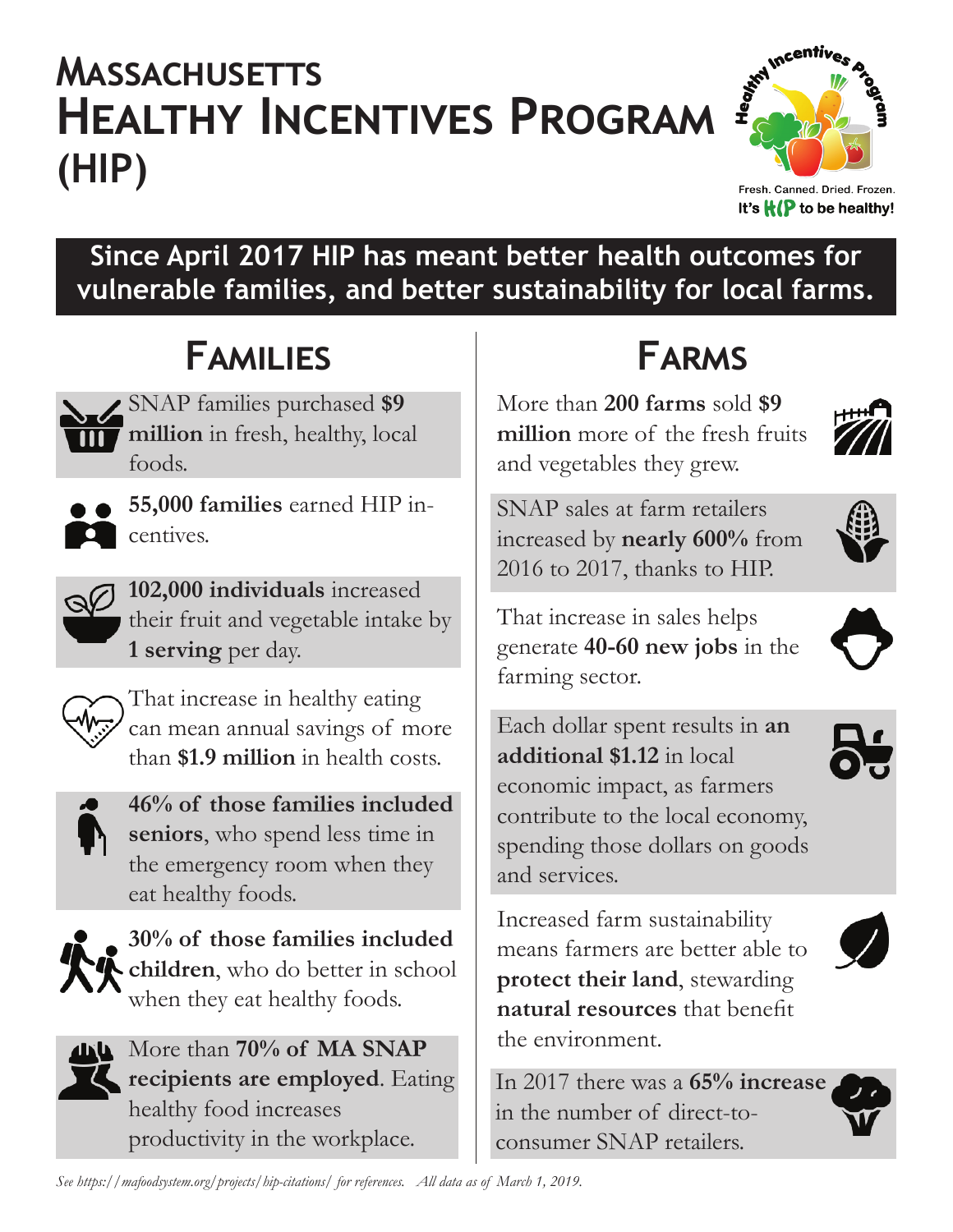# Massachusetts Healthy Incentives Program (HIP)

Fresh. Canned. Dried. Frozen.
It's HIP to be healthy!

**Since April 2017 HIP has meant better health outcomes for vulnerable families, and better sustainability for local farms.**

## Families

SNAP families purchased **$9 million** in fresh, healthy, local foods.

**55,000 families** earned HIP incentives.

**102,000 individuals** increased their fruit and vegetable intake by **1 serving** per day.

That increase in healthy eating can mean annual savings of more than **$1.9 million** in health costs.

**46% of those families included seniors**, who spend less time in the emergency room when they eat healthy foods.

**30% of those families included children**, who do better in school when they eat healthy foods.

More than **70% of MA SNAP recipients are employed**. Eating healthy food increases productivity in the workplace.

## Farms

More than **200 farms** sold **$9 million** more of the fresh fruits and vegetables they grew.

SNAP sales at farm retailers increased by **nearly 600%** from 2016 to 2017, thanks to HIP.

That increase in sales helps generate **40-60 new jobs** in the farming sector.

Each dollar spent results in **an additional $1.12** in local economic impact, as farmers contribute to the local economy, spending those dollars on goods and services.

Increased farm sustainability means farmers are better able to **protect their land**, stewarding **natural resources** that benefit the environment.

In 2017 there was a **65% increase** in the number of direct-to-consumer SNAP retailers.

*See https://mafoodsystem.org/projects/hip-citations/ for references. All data as of March 1, 2019.*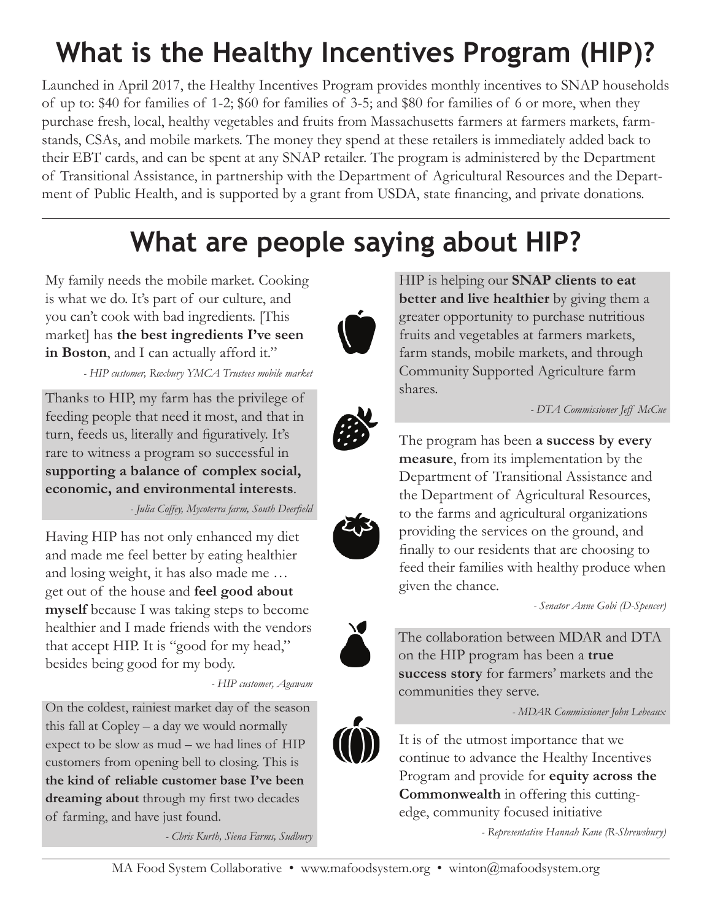# What is the Healthy Incentives Program (HIP)?

Launched in April 2017, the Healthy Incentives Program provides monthly incentives to SNAP households of up to: $40 for families of 1-2; $60 for families of 3-5; and $80 for families of 6 or more, when they purchase fresh, local, healthy vegetables and fruits from Massachusetts farmers at farmers markets, farm-stands, CSAs, and mobile markets. The money they spend at these retailers is immediately added back to their EBT cards, and can be spent at any SNAP retailer. The program is administered by the Department of Transitional Assistance, in partnership with the Department of Agricultural Resources and the Department of Public Health, and is supported by a grant from USDA, state financing, and private donations.

# What are people saying about HIP?

My family needs the mobile market. Cooking is what we do. It's part of our culture, and you can't cook with bad ingredients. [This market] has **the best ingredients I've seen in Boston**, and I can actually afford it."

*- HIP customer, Roxbury YMCA Trustees mobile market*

Thanks to HIP, my farm has the privilege of feeding people that need it most, and that in turn, feeds us, literally and figuratively. It's rare to witness a program so successful in **supporting a balance of complex social, economic, and environmental interests**.

*- Julia Coffey, Mycoterra farm, South Deerfield*

Having HIP has not only enhanced my diet and made me feel better by eating healthier and losing weight, it has also made me … get out of the house and **feel good about myself** because I was taking steps to become healthier and I made friends with the vendors that accept HIP. It is "good for my head," besides being good for my body.

*- HIP customer, Agawam*

On the coldest, rainiest market day of the season this fall at Copley – a day we would normally expect to be slow as mud – we had lines of HIP customers from opening bell to closing. This is **the kind of reliable customer base I've been dreaming about** through my first two decades of farming, and have just found.

*- Chris Kurth, Siena Farms, Sudbury*

HIP is helping our **SNAP clients to eat better and live healthier** by giving them a greater opportunity to purchase nutritious fruits and vegetables at farmers markets, farm stands, mobile markets, and through Community Supported Agriculture farm shares.

*- DTA Commissioner Jeff McCue*

The program has been **a success by every measure**, from its implementation by the Department of Transitional Assistance and the Department of Agricultural Resources, to the farms and agricultural organizations providing the services on the ground, and finally to our residents that are choosing to feed their families with healthy produce when given the chance.

*- Senator Anne Gobi (D-Spencer)*

The collaboration between MDAR and DTA on the HIP program has been a **true success story** for farmers' markets and the communities they serve.

*- MDAR Commissioner John Lebeaux*

It is of the utmost importance that we continue to advance the Healthy Incentives Program and provide for **equity across the Commonwealth** in offering this cutting-edge, community focused initiative

*- Representative Hannah Kane (R-Shrewsbury)*

MA Food System Collaborative • www.mafoodsystem.org • winton@mafoodsystem.org